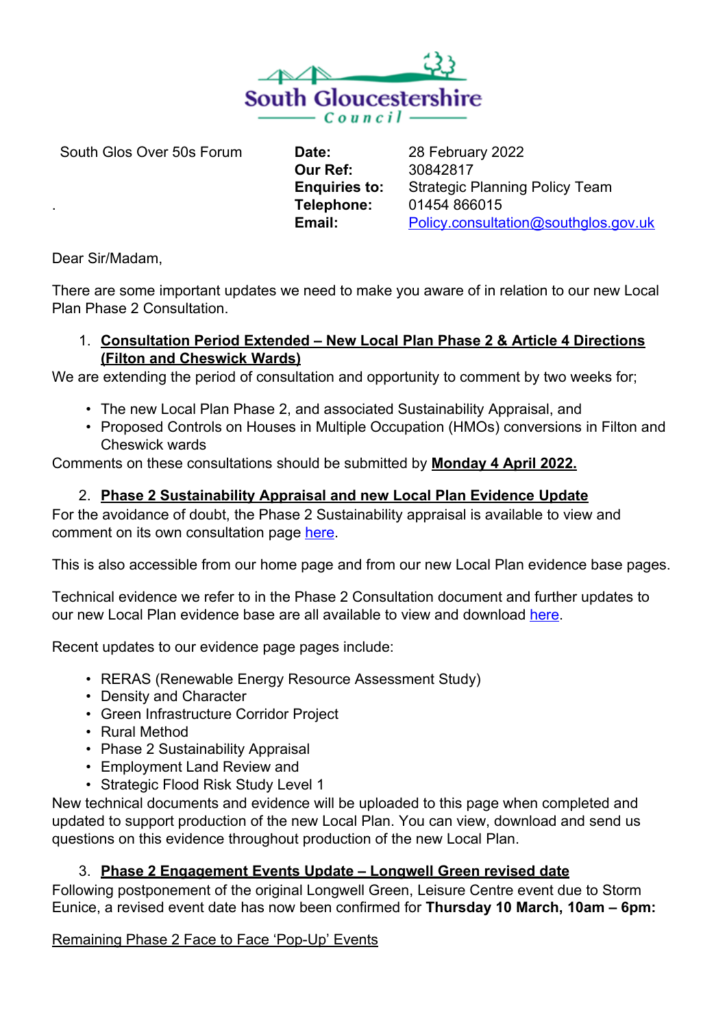South Gloucestershire Council

South Glos Over 50s Forum

.

**Date:** 28 February 2022
**Our Ref:** 30842817
**Enquiries to:** Strategic Planning Policy Team
**Telephone:** 01454 866015
**Email:** Policy.consultation@southglos.gov.uk

Dear Sir/Madam,

There are some important updates we need to make you aware of in relation to our new Local Plan Phase 2 Consultation.

1. **Consultation Period Extended – New Local Plan Phase 2 & Article 4 Directions (Filton and Cheswick Wards)**

We are extending the period of consultation and opportunity to comment by two weeks for;

- The new Local Plan Phase 2, and associated Sustainability Appraisal, and
- Proposed Controls on Houses in Multiple Occupation (HMOs) conversions in Filton and Cheswick wards

Comments on these consultations should be submitted by **Monday 4 April 2022.**

2. **Phase 2 Sustainability Appraisal and new Local Plan Evidence Update**

For the avoidance of doubt, the Phase 2 Sustainability appraisal is available to view and comment on its own consultation page here.

This is also accessible from our home page and from our new Local Plan evidence base pages.

Technical evidence we refer to in the Phase 2 Consultation document and further updates to our new Local Plan evidence base are all available to view and download here.

Recent updates to our evidence page pages include:

- RERAS (Renewable Energy Resource Assessment Study)
- Density and Character
- Green Infrastructure Corridor Project
- Rural Method
- Phase 2 Sustainability Appraisal
- Employment Land Review and
- Strategic Flood Risk Study Level 1

New technical documents and evidence will be uploaded to this page when completed and updated to support production of the new Local Plan. You can view, download and send us questions on this evidence throughout production of the new Local Plan.

3. **Phase 2 Engagement Events Update – Longwell Green revised date**

Following postponement of the original Longwell Green, Leisure Centre event due to Storm Eunice, a revised event date has now been confirmed for **Thursday 10 March, 10am – 6pm:**

Remaining Phase 2 Face to Face 'Pop-Up' Events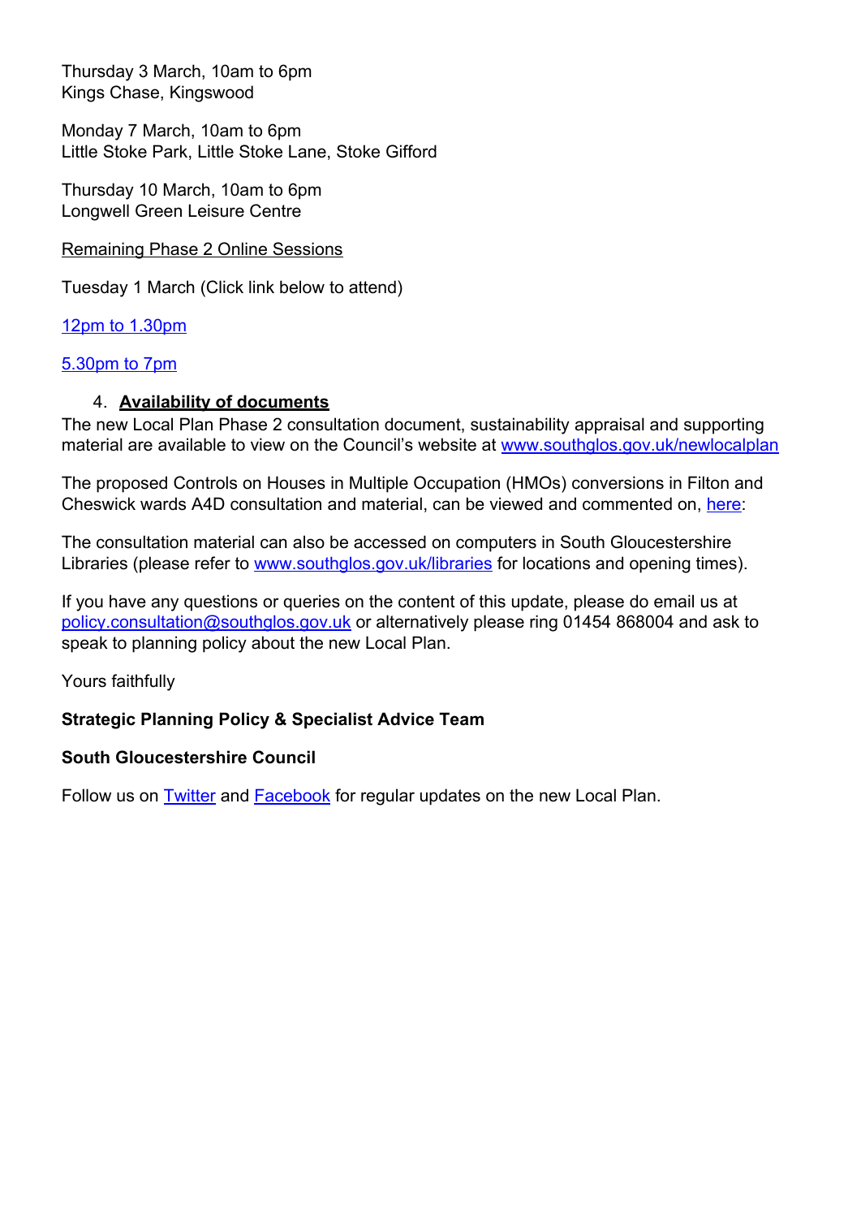Thursday 3 March, 10am to 6pm
Kings Chase, Kingswood

Monday 7 March, 10am to 6pm
Little Stoke Park, Little Stoke Lane, Stoke Gifford

Thursday 10 March, 10am to 6pm
Longwell Green Leisure Centre

Remaining Phase 2 Online Sessions

Tuesday 1 March (Click link below to attend)

12pm to 1.30pm

5.30pm to 7pm

4. **Availability of documents**

The new Local Plan Phase 2 consultation document, sustainability appraisal and supporting material are available to view on the Council's website at www.southglos.gov.uk/newlocalplan

The proposed Controls on Houses in Multiple Occupation (HMOs) conversions in Filton and Cheswick wards A4D consultation and material, can be viewed and commented on, here:

The consultation material can also be accessed on computers in South Gloucestershire Libraries (please refer to www.southglos.gov.uk/libraries for locations and opening times).

If you have any questions or queries on the content of this update, please do email us at policy.consultation@southglos.gov.uk or alternatively please ring 01454 868004 and ask to speak to planning policy about the new Local Plan.

Yours faithfully

**Strategic Planning Policy & Specialist Advice Team**

**South Gloucestershire Council**

Follow us on Twitter and Facebook for regular updates on the new Local Plan.